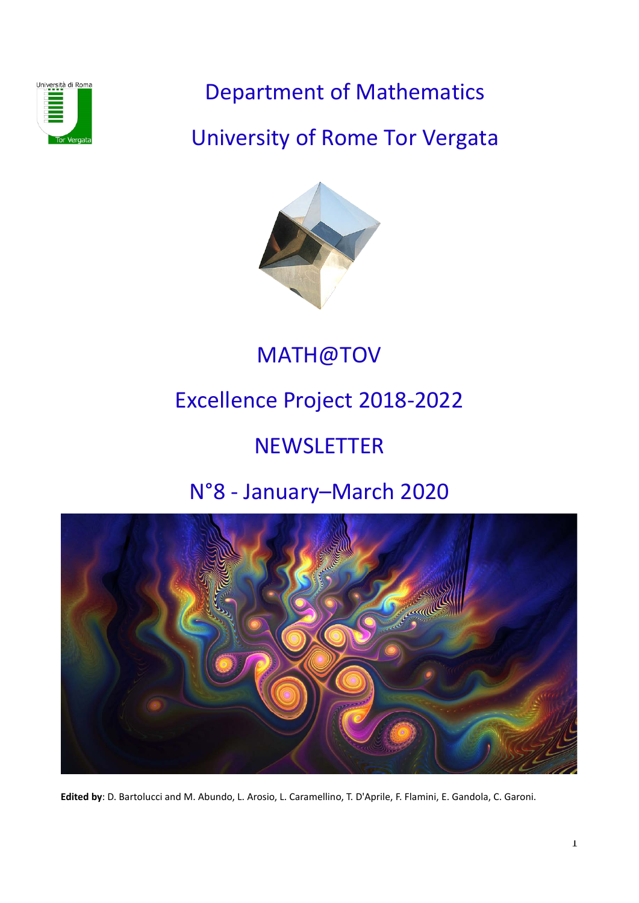# Department of Mathematics

# University of Rome Tor Vergata

## MATH@TOV

## Excellence Project 2018-2022

## NEWSLETTER

## N°8 - January–March 2020

**Edited by**: D. Bartolucci and M. Abundo, L. Arosio, L. Caramellino, T. D'Aprile, F. Flamini, E. Gandola, C. Garoni.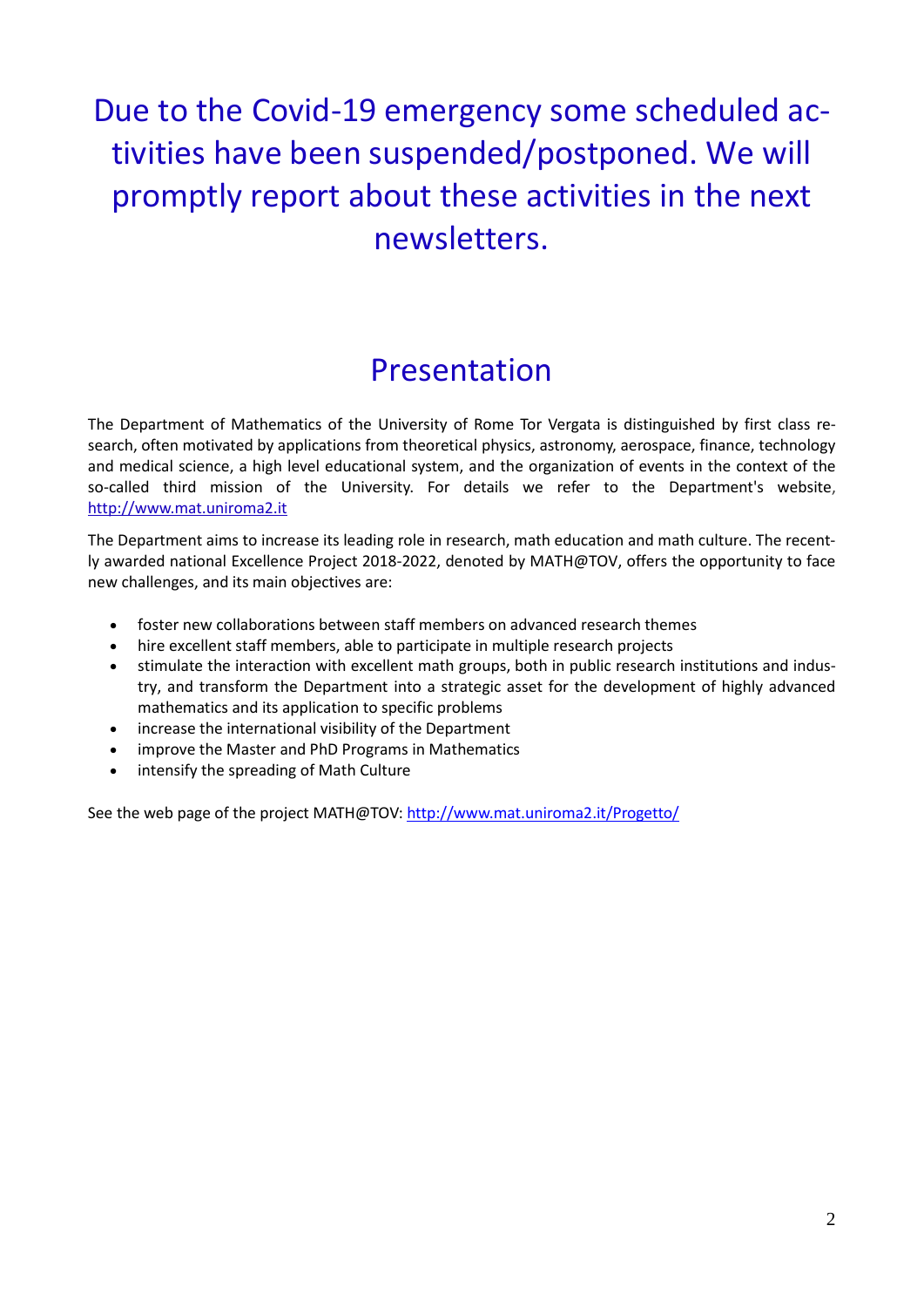# Due to the Covid-19 emergency some scheduled activities have been suspended/postponed. We will promptly report about these activities in the next newsletters.

## Presentation

The Department of Mathematics of the University of Rome Tor Vergata is distinguished by first class research, often motivated by applications from theoretical physics, astronomy, aerospace, finance, technology and medical science, a high level educational system, and the organization of events in the context of the so-called third mission of the University. For details we refer to the Department's website, [http://www.mat.uniroma2.it](http://www.mat.uniroma2.it)

The Department aims to increase its leading role in research, math education and math culture. The recently awarded national Excellence Project 2018-2022, denoted by MATH@TOV, offers the opportunity to face new challenges, and its main objectives are:

- foster new collaborations between staff members on advanced research themes
- hire excellent staff members, able to participate in multiple research projects
- stimulate the interaction with excellent math groups, both in public research institutions and industry, and transform the Department into a strategic asset for the development of highly advanced mathematics and its application to specific problems
- increase the international visibility of the Department
- improve the Master and PhD Programs in Mathematics
- intensify the spreading of Math Culture

See the web page of the project MATH@TOV: [http://www.mat.uniroma2.it/Progetto/](http://www.mat.uniroma2.it/Progetto/)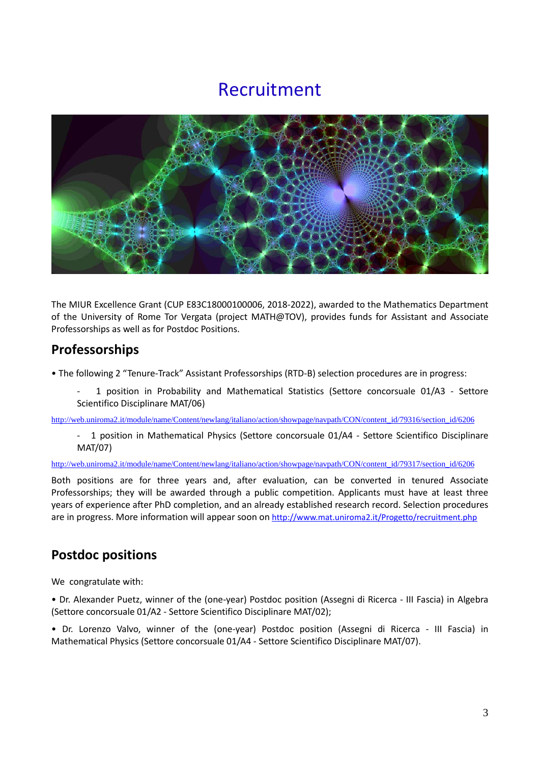# Recruitment

The MIUR Excellence Grant (CUP E83C18000100006, 2018-2022), awarded to the Mathematics Department of the University of Rome Tor Vergata (project MATH@TOV), provides funds for Assistant and Associate Professorships as well as for Postdoc Positions.

## Professorships

• The following 2 "Tenure-Track" Assistant Professorships (RTD-B) selection procedures are in progress:

- 1 position in Probability and Mathematical Statistics (Settore concorsuale 01/A3 - Settore Scientifico Disciplinare MAT/06)

http://web.uniroma2.it/module/name/Content/newlang/italiano/action/showpage/navpath/CON/content_id/79316/section_id/6206

- 1 position in Mathematical Physics (Settore concorsuale 01/A4 - Settore Scientifico Disciplinare MAT/07)

http://web.uniroma2.it/module/name/Content/newlang/italiano/action/showpage/navpath/CON/content_id/79317/section_id/6206

Both positions are for three years and, after evaluation, can be converted in tenured Associate Professorships; they will be awarded through a public competition. Applicants must have at least three years of experience after PhD completion, and an already established research record. Selection procedures are in progress. More information will appear soon on http://www.mat.uniroma2.it/Progetto/recruitment.php

## Postdoc positions

We congratulate with:

• Dr. Alexander Puetz, winner of the (one-year) Postdoc position (Assegni di Ricerca - III Fascia) in Algebra (Settore concorsuale 01/A2 - Settore Scientifico Disciplinare MAT/02);

• Dr. Lorenzo Valvo, winner of the (one-year) Postdoc position (Assegni di Ricerca - III Fascia) in Mathematical Physics (Settore concorsuale 01/A4 - Settore Scientifico Disciplinare MAT/07).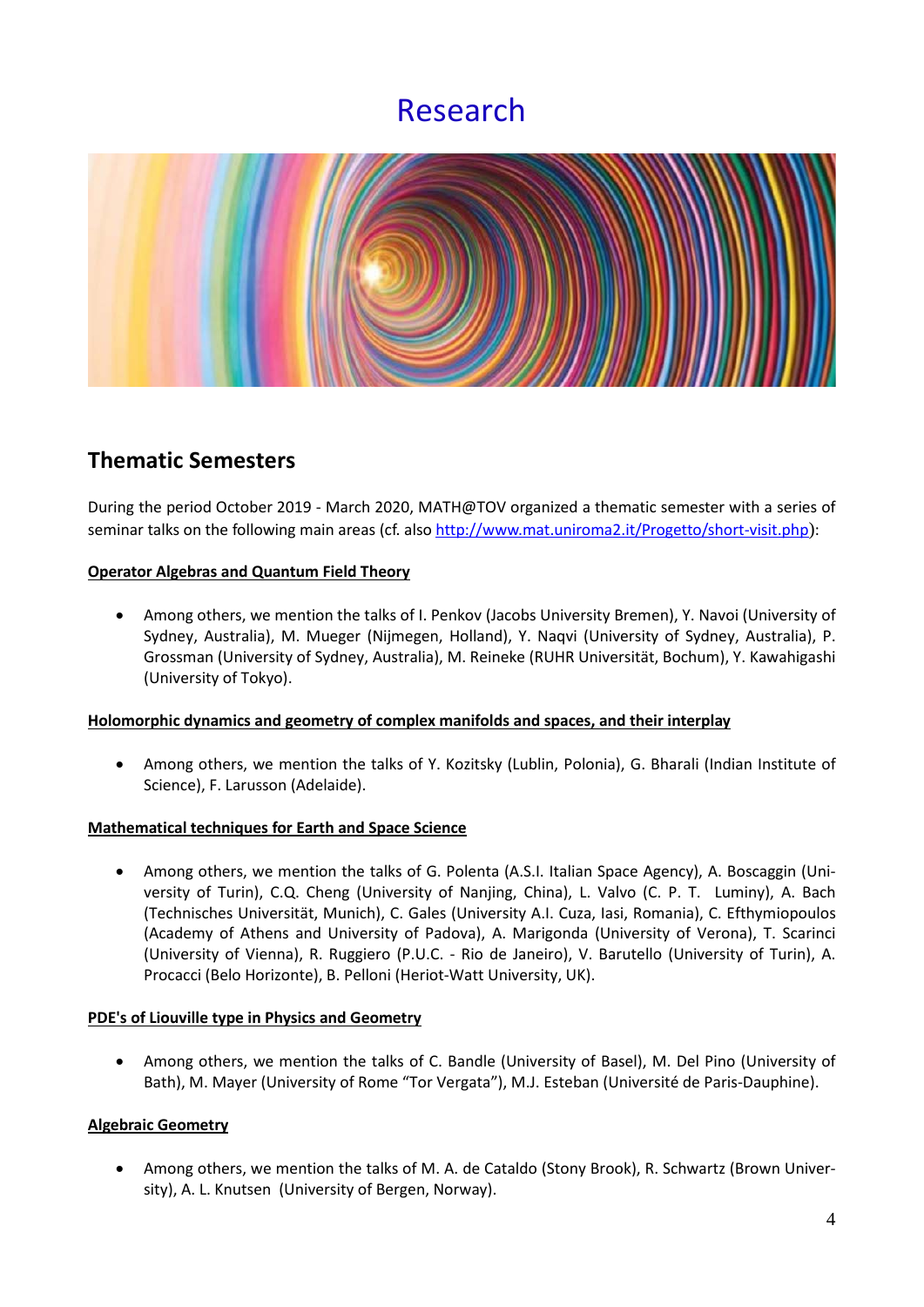# Research

## Thematic Semesters

During the period October 2019 - March 2020, MATH@TOV organized a thematic semester with a series of seminar talks on the following main areas (cf. also [http://www.mat.uniroma2.it/Progetto/short-visit.php](http://www.mat.uniroma2.it/Progetto/short-visit.php)):

**Operator Algebras and Quantum Field Theory**

- Among others, we mention the talks of I. Penkov (Jacobs University Bremen), Y. Navoi (University of Sydney, Australia), M. Mueger (Nijmegen, Holland), Y. Naqvi (University of Sydney, Australia), P. Grossman (University of Sydney, Australia), M. Reineke (RUHR Universität, Bochum), Y. Kawahigashi (University of Tokyo).

**Holomorphic dynamics and geometry of complex manifolds and spaces, and their interplay**

- Among others, we mention the talks of Y. Kozitsky (Lublin, Polonia), G. Bharali (Indian Institute of Science), F. Larusson (Adelaide).

**Mathematical techniques for Earth and Space Science**

- Among others, we mention the talks of G. Polenta (A.S.I. Italian Space Agency), A. Boscaggin (University of Turin), C.Q. Cheng (University of Nanjing, China), L. Valvo (C. P. T. Luminy), A. Bach (Technisches Universität, Munich), C. Gales (University A.I. Cuza, Iasi, Romania), C. Efthymiopoulos (Academy of Athens and University of Padova), A. Marigonda (University of Verona), T. Scarinci (University of Vienna), R. Ruggiero (P.U.C. - Rio de Janeiro), V. Barutello (University of Turin), A. Procacci (Belo Horizonte), B. Pelloni (Heriot-Watt University, UK).

**PDE's of Liouville type in Physics and Geometry**

- Among others, we mention the talks of C. Bandle (University of Basel), M. Del Pino (University of Bath), M. Mayer (University of Rome "Tor Vergata"), M.J. Esteban (Université de Paris-Dauphine).

**Algebraic Geometry**

- Among others, we mention the talks of M. A. de Cataldo (Stony Brook), R. Schwartz (Brown University), A. L. Knutsen (University of Bergen, Norway).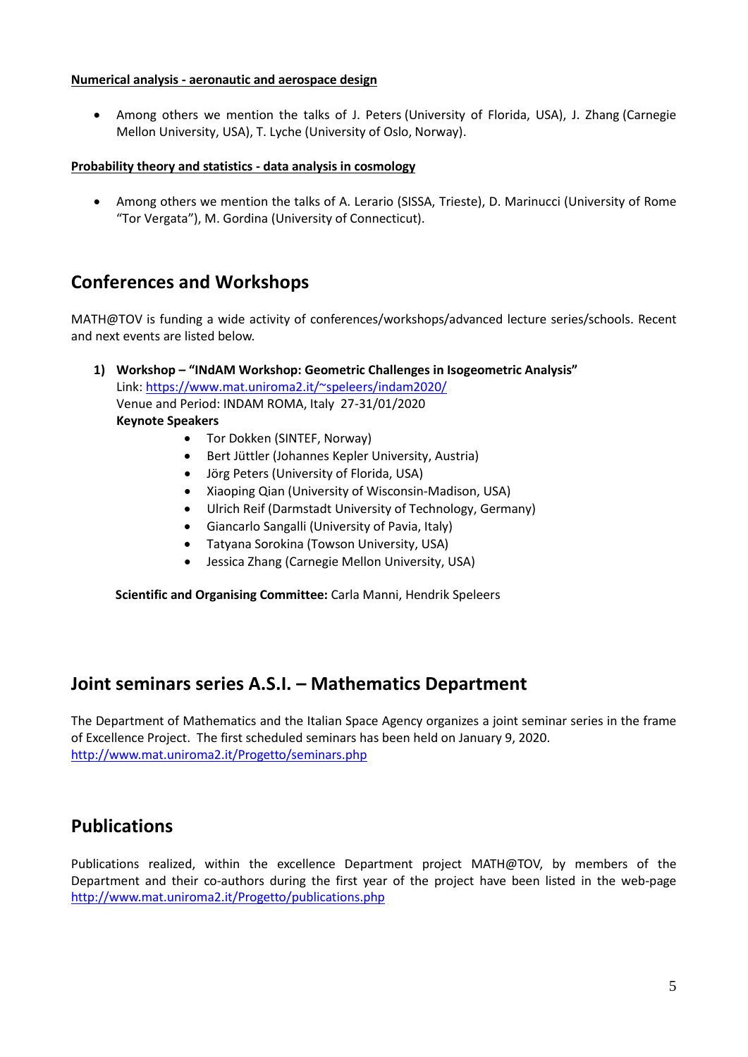**Numerical analysis - aeronautic and aerospace design**

- Among others we mention the talks of J. Peters (University of Florida, USA), J. Zhang (Carnegie Mellon University, USA), T. Lyche (University of Oslo, Norway).

**Probability theory and statistics - data analysis in cosmology**

- Among others we mention the talks of A. Lerario (SISSA, Trieste), D. Marinucci (University of Rome "Tor Vergata"), M. Gordina (University of Connecticut).

## Conferences and Workshops

MATH@TOV is funding a wide activity of conferences/workshops/advanced lecture series/schools. Recent and next events are listed below.

1) **Workshop – "INdAM Workshop: Geometric Challenges in Isogeometric Analysis"**
   Link: https://www.mat.uniroma2.it/~speleers/indam2020/
   Venue and Period: INDAM ROMA, Italy 27-31/01/2020
   **Keynote Speakers**
   - Tor Dokken (SINTEF, Norway)
   - Bert Jüttler (Johannes Kepler University, Austria)
   - Jörg Peters (University of Florida, USA)
   - Xiaoping Qian (University of Wisconsin-Madison, USA)
   - Ulrich Reif (Darmstadt University of Technology, Germany)
   - Giancarlo Sangalli (University of Pavia, Italy)
   - Tatyana Sorokina (Towson University, USA)
   - Jessica Zhang (Carnegie Mellon University, USA)

   **Scientific and Organising Committee:** Carla Manni, Hendrik Speleers

## Joint seminars series A.S.I. – Mathematics Department

The Department of Mathematics and the Italian Space Agency organizes a joint seminar series in the frame of Excellence Project. The first scheduled seminars has been held on January 9, 2020.
http://www.mat.uniroma2.it/Progetto/seminars.php

## Publications

Publications realized, within the excellence Department project MATH@TOV, by members of the Department and their co-authors during the first year of the project have been listed in the web-page http://www.mat.uniroma2.it/Progetto/publications.php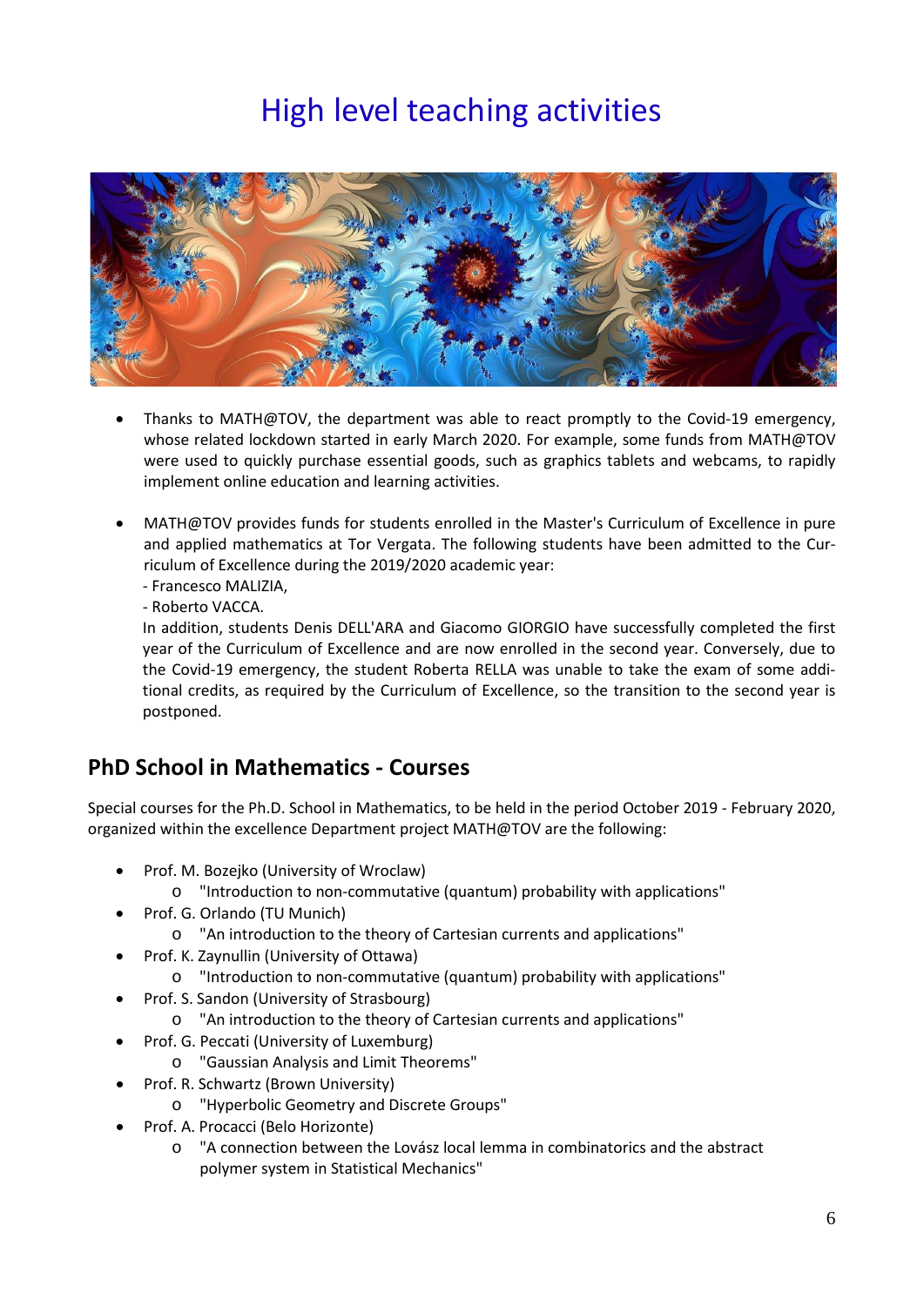# High level teaching activities

- Thanks to MATH@TOV, the department was able to react promptly to the Covid-19 emergency, whose related lockdown started in early March 2020. For example, some funds from MATH@TOV were used to quickly purchase essential goods, such as graphics tablets and webcams, to rapidly implement online education and learning activities.

- MATH@TOV provides funds for students enrolled in the Master's Curriculum of Excellence in pure and applied mathematics at Tor Vergata. The following students have been admitted to the Curriculum of Excellence during the 2019/2020 academic year:
  - Francesco MALIZIA,
  - Roberto VACCA.

  In addition, students Denis DELL'ARA and Giacomo GIORGIO have successfully completed the first year of the Curriculum of Excellence and are now enrolled in the second year. Conversely, due to the Covid-19 emergency, the student Roberta RELLA was unable to take the exam of some additional credits, as required by the Curriculum of Excellence, so the transition to the second year is postponed.

## PhD School in Mathematics - Courses

Special courses for the Ph.D. School in Mathematics, to be held in the period October 2019 - February 2020, organized within the excellence Department project MATH@TOV are the following:

- Prof. M. Bozejko (University of Wroclaw)
  - "Introduction to non-commutative (quantum) probability with applications"
- Prof. G. Orlando (TU Munich)
  - "An introduction to the theory of Cartesian currents and applications"
- Prof. K. Zaynullin (University of Ottawa)
  - "Introduction to non-commutative (quantum) probability with applications"
- Prof. S. Sandon (University of Strasbourg)
  - "An introduction to the theory of Cartesian currents and applications"
- Prof. G. Peccati (University of Luxemburg)
  - "Gaussian Analysis and Limit Theorems"
- Prof. R. Schwartz (Brown University)
  - "Hyperbolic Geometry and Discrete Groups"
- Prof. A. Procacci (Belo Horizonte)
  - "A connection between the Lovász local lemma in combinatorics and the abstract polymer system in Statistical Mechanics"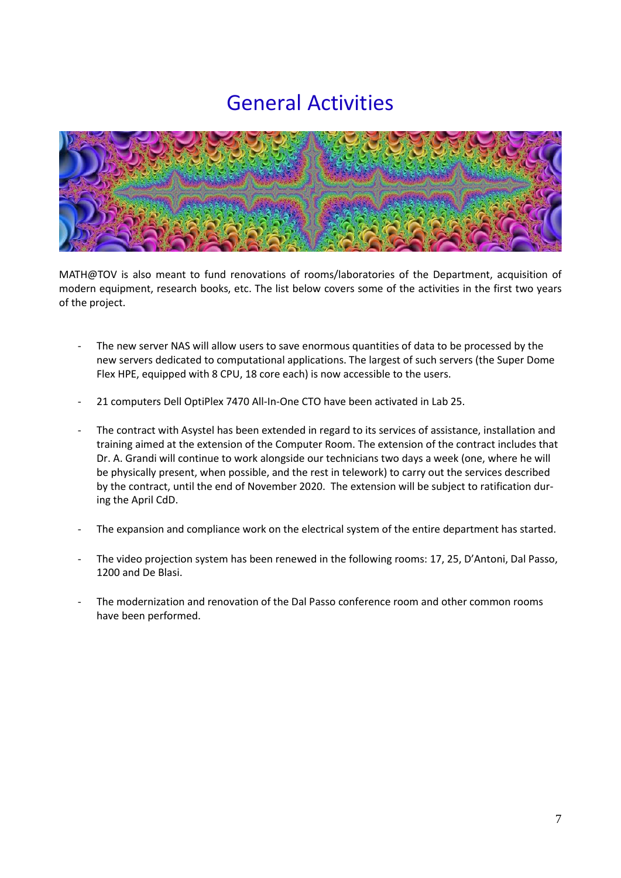# General Activities

MATH@TOV is also meant to fund renovations of rooms/laboratories of the Department, acquisition of modern equipment, research books, etc. The list below covers some of the activities in the first two years of the project.

- The new server NAS will allow users to save enormous quantities of data to be processed by the new servers dedicated to computational applications. The largest of such servers (the Super Dome Flex HPE, equipped with 8 CPU, 18 core each) is now accessible to the users.

- 21 computers Dell OptiPlex 7470 All-In-One CTO have been activated in Lab 25.

- The contract with Asystel has been extended in regard to its services of assistance, installation and training aimed at the extension of the Computer Room. The extension of the contract includes that Dr. A. Grandi will continue to work alongside our technicians two days a week (one, where he will be physically present, when possible, and the rest in telework) to carry out the services described by the contract, until the end of November 2020. The extension will be subject to ratification during the April CdD.

- The expansion and compliance work on the electrical system of the entire department has started.

- The video projection system has been renewed in the following rooms: 17, 25, D'Antoni, Dal Passo, 1200 and De Blasi.

- The modernization and renovation of the Dal Passo conference room and other common rooms have been performed.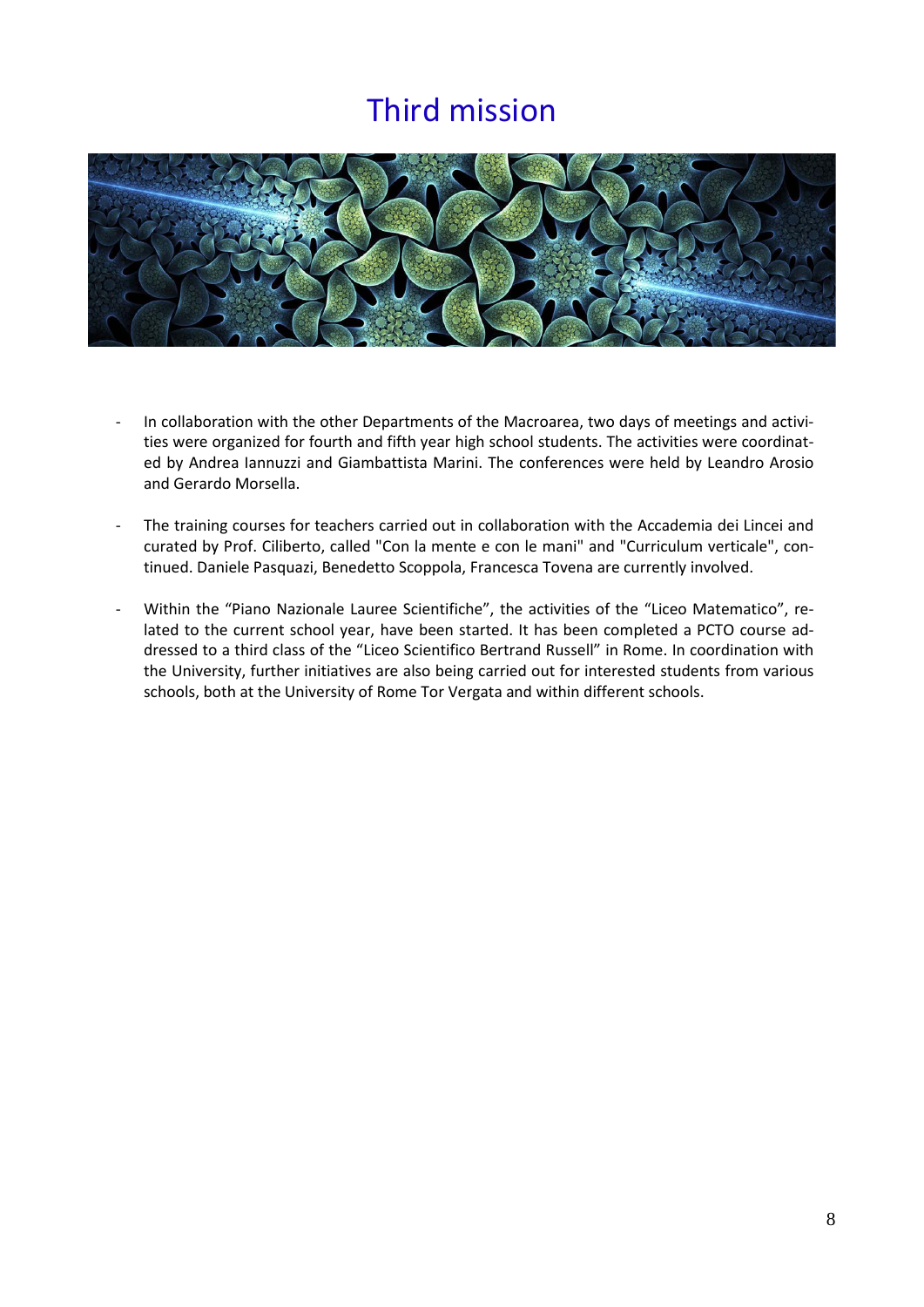# Third mission

- In collaboration with the other Departments of the Macroarea, two days of meetings and activities were organized for fourth and fifth year high school students. The activities were coordinated by Andrea Iannuzzi and Giambattista Marini. The conferences were held by Leandro Arosio and Gerardo Morsella.

- The training courses for teachers carried out in collaboration with the Accademia dei Lincei and curated by Prof. Ciliberto, called "Con la mente e con le mani" and "Curriculum verticale", continued. Daniele Pasquazi, Benedetto Scoppola, Francesca Tovena are currently involved.

- Within the “Piano Nazionale Lauree Scientifiche”, the activities of the “Liceo Matematico”, related to the current school year, have been started. It has been completed a PCTO course addressed to a third class of the “Liceo Scientifico Bertrand Russell” in Rome. In coordination with the University, further initiatives are also being carried out for interested students from various schools, both at the University of Rome Tor Vergata and within different schools.